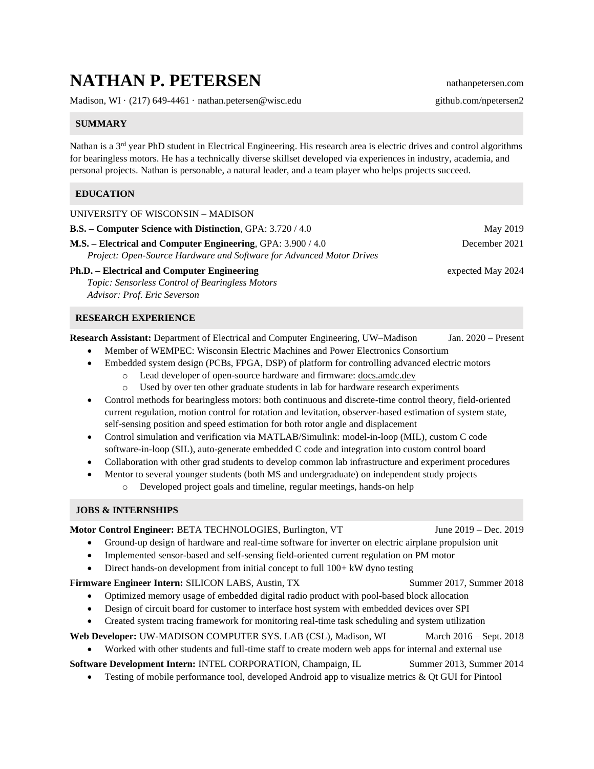# NATHAN P. PETERSEN

nathanpetersen.com

Madison, WI · (217) 649-4461 · nathan.petersen@wisc.edu

github.com/npetersen2

## SUMMARY

Nathan is a 3rd year PhD student in Electrical Engineering. His research area is electric drives and control algorithms for bearingless motors. He has a technically diverse skillset developed via experiences in industry, academia, and personal projects. Nathan is personable, a natural leader, and a team player who helps projects succeed.

## EDUCATION

UNIVERSITY OF WISCONSIN – MADISON

**B.S. – Computer Science with Distinction**, GPA: 3.720 / 4.0 — May 2019

**M.S. – Electrical and Computer Engineering**, GPA: 3.900 / 4.0 — December 2021
*Project: Open-Source Hardware and Software for Advanced Motor Drives*

**Ph.D. – Electrical and Computer Engineering** — expected May 2024
*Topic: Sensorless Control of Bearingless Motors*
*Advisor: Prof. Eric Severson*

## RESEARCH EXPERIENCE

**Research Assistant:** Department of Electrical and Computer Engineering, UW–Madison — Jan. 2020 – Present

- Member of WEMPEC: Wisconsin Electric Machines and Power Electronics Consortium
- Embedded system design (PCBs, FPGA, DSP) of platform for controlling advanced electric motors
  - Lead developer of open-source hardware and firmware: docs.amdc.dev
  - Used by over ten other graduate students in lab for hardware research experiments
- Control methods for bearingless motors: both continuous and discrete-time control theory, field-oriented current regulation, motion control for rotation and levitation, observer-based estimation of system state, self-sensing position and speed estimation for both rotor angle and displacement
- Control simulation and verification via MATLAB/Simulink: model-in-loop (MIL), custom C code software-in-loop (SIL), auto-generate embedded C code and integration into custom control board
- Collaboration with other grad students to develop common lab infrastructure and experiment procedures
- Mentor to several younger students (both MS and undergraduate) on independent study projects
  - Developed project goals and timeline, regular meetings, hands-on help

## JOBS & INTERNSHIPS

**Motor Control Engineer:** BETA TECHNOLOGIES, Burlington, VT — June 2019 – Dec. 2019

- Ground-up design of hardware and real-time software for inverter on electric airplane propulsion unit
- Implemented sensor-based and self-sensing field-oriented current regulation on PM motor
- Direct hands-on development from initial concept to full 100+ kW dyno testing

**Firmware Engineer Intern:** SILICON LABS, Austin, TX — Summer 2017, Summer 2018

- Optimized memory usage of embedded digital radio product with pool-based block allocation
- Design of circuit board for customer to interface host system with embedded devices over SPI
- Created system tracing framework for monitoring real-time task scheduling and system utilization

**Web Developer:** UW-MADISON COMPUTER SYS. LAB (CSL), Madison, WI — March 2016 – Sept. 2018

- Worked with other students and full-time staff to create modern web apps for internal and external use

**Software Development Intern:** INTEL CORPORATION, Champaign, IL — Summer 2013, Summer 2014

- Testing of mobile performance tool, developed Android app to visualize metrics & Qt GUI for Pintool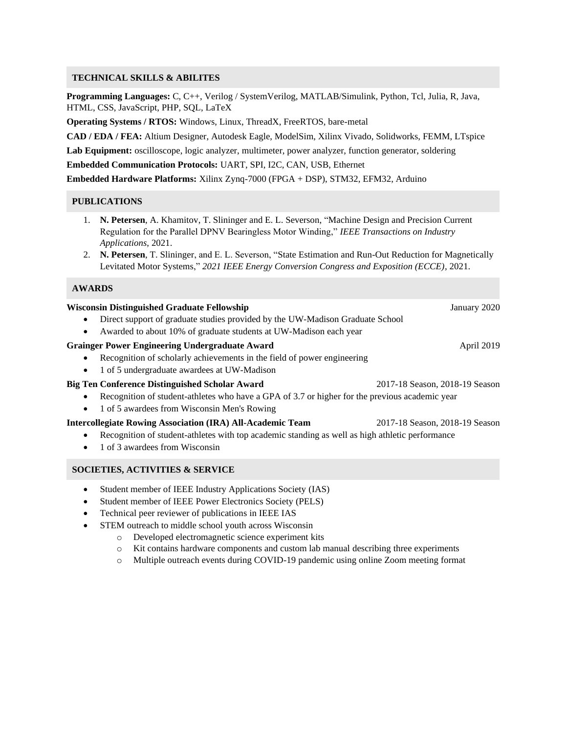## TECHNICAL SKILLS & ABILITES

**Programming Languages:** C, C++, Verilog / SystemVerilog, MATLAB/Simulink, Python, Tcl, Julia, R, Java, HTML, CSS, JavaScript, PHP, SQL, LaTeX

**Operating Systems / RTOS:** Windows, Linux, ThreadX, FreeRTOS, bare-metal

**CAD / EDA / FEA:** Altium Designer, Autodesk Eagle, ModelSim, Xilinx Vivado, Solidworks, FEMM, LTspice

**Lab Equipment:** oscilloscope, logic analyzer, multimeter, power analyzer, function generator, soldering

**Embedded Communication Protocols:** UART, SPI, I2C, CAN, USB, Ethernet

**Embedded Hardware Platforms:** Xilinx Zynq-7000 (FPGA + DSP), STM32, EFM32, Arduino

## PUBLICATIONS

1. **N. Petersen**, A. Khamitov, T. Slininger and E. L. Severson, "Machine Design and Precision Current Regulation for the Parallel DPNV Bearingless Motor Winding," *IEEE Transactions on Industry Applications*, 2021.
2. **N. Petersen**, T. Slininger, and E. L. Severson, "State Estimation and Run-Out Reduction for Magnetically Levitated Motor Systems," *2021 IEEE Energy Conversion Congress and Exposition (ECCE)*, 2021.

## AWARDS

**Wisconsin Distinguished Graduate Fellowship** — January 2020

- Direct support of graduate studies provided by the UW-Madison Graduate School
- Awarded to about 10% of graduate students at UW-Madison each year

**Grainger Power Engineering Undergraduate Award** — April 2019

- Recognition of scholarly achievements in the field of power engineering
- 1 of 5 undergraduate awardees at UW-Madison

**Big Ten Conference Distinguished Scholar Award** — 2017-18 Season, 2018-19 Season

- Recognition of student-athletes who have a GPA of 3.7 or higher for the previous academic year
- 1 of 5 awardees from Wisconsin Men's Rowing

**Intercollegiate Rowing Association (IRA) All-Academic Team** — 2017-18 Season, 2018-19 Season

- Recognition of student-athletes with top academic standing as well as high athletic performance
- 1 of 3 awardees from Wisconsin

## SOCIETIES, ACTIVITIES & SERVICE

- Student member of IEEE Industry Applications Society (IAS)
- Student member of IEEE Power Electronics Society (PELS)
- Technical peer reviewer of publications in IEEE IAS
- STEM outreach to middle school youth across Wisconsin
  - Developed electromagnetic science experiment kits
  - Kit contains hardware components and custom lab manual describing three experiments
  - Multiple outreach events during COVID-19 pandemic using online Zoom meeting format